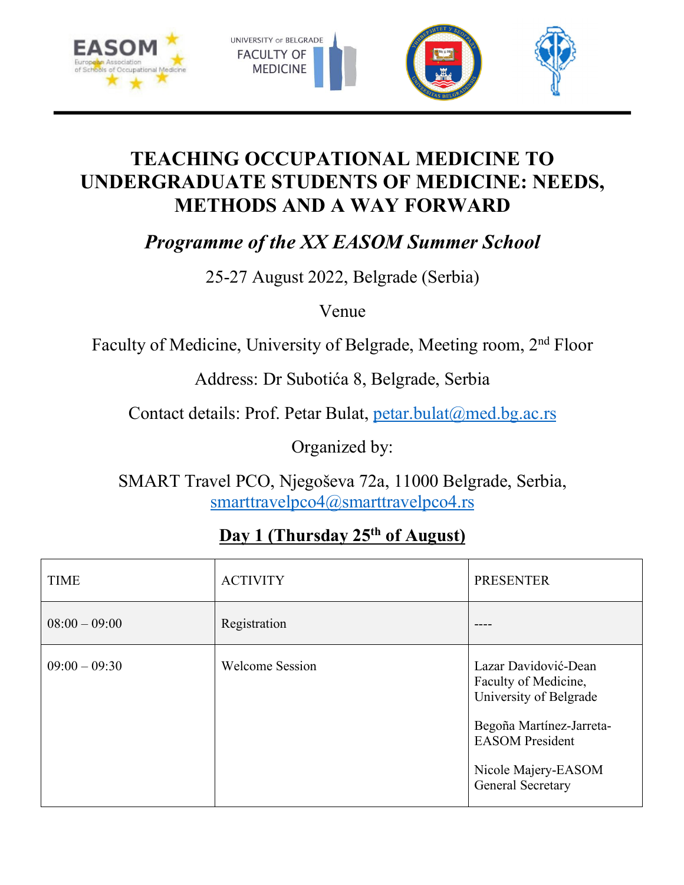# TEACHING OCCUPATIONAL MEDICINE TO UNDERGRADUATE STUDENTS OF MEDICINE: NEEDS, METHODS AND A WAY FORWARD

## *Programme of the XX EASOM Summer School*

25-27 August 2022, Belgrade (Serbia)

Venue

Faculty of Medicine, University of Belgrade, Meeting room, 2nd Floor

Address: Dr Subotića 8, Belgrade, Serbia

Contact details: Prof. Petar Bulat, petar.bulat@med.bg.ac.rs

Organized by:

SMART Travel PCO, Njegoševa 72a, 11000 Belgrade, Serbia, smarttravelpco4@smarttravelpco4.rs

### Day 1 (Thursday 25th of August)

| TIME | ACTIVITY | PRESENTER |
|---|---|---|
| 08:00 – 09:00 | Registration | ---- |
| 09:00 – 09:30 | Welcome Session | Lazar Davidović-Dean Faculty of Medicine, University of Belgrade<br><br>Begoña Martínez-Jarreta-EASOM President<br><br>Nicole Majery-EASOM General Secretary |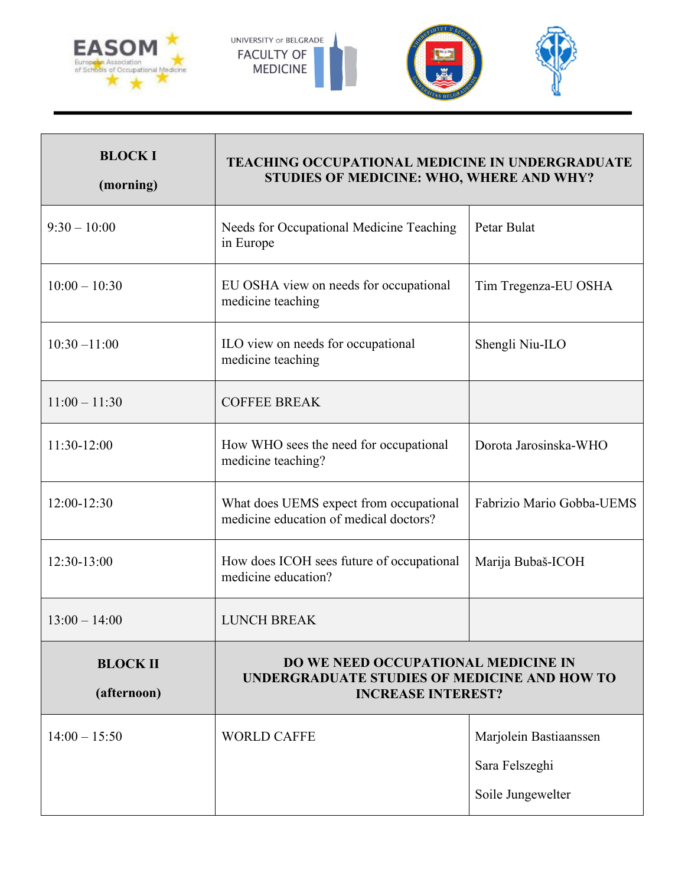| BLOCK I (morning) | TEACHING OCCUPATIONAL MEDICINE IN UNDERGRADUATE STUDIES OF MEDICINE: WHO, WHERE AND WHY? | |
|---|---|---|
| 9:30 – 10:00 | Needs for Occupational Medicine Teaching in Europe | Petar Bulat |
| 10:00 – 10:30 | EU OSHA view on needs for occupational medicine teaching | Tim Tregenza-EU OSHA |
| 10:30 –11:00 | ILO view on needs for occupational medicine teaching | Shengli Niu-ILO |
| 11:00 – 11:30 | COFFEE BREAK | |
| 11:30-12:00 | How WHO sees the need for occupational medicine teaching? | Dorota Jarosinska-WHO |
| 12:00-12:30 | What does UEMS expect from occupational medicine education of medical doctors? | Fabrizio Mario Gobba-UEMS |
| 12:30-13:00 | How does ICOH sees future of occupational medicine education? | Marija Bubaš-ICOH |
| 13:00 – 14:00 | LUNCH BREAK | |
| **BLOCK II (afternoon)** | **DO WE NEED OCCUPATIONAL MEDICINE IN UNDERGRADUATE STUDIES OF MEDICINE AND HOW TO INCREASE INTEREST?** | |
| 14:00 – 15:50 | WORLD CAFFE | Marjolein Bastiaanssen<br>Sara Felszeghi<br>Soile Jungewelter |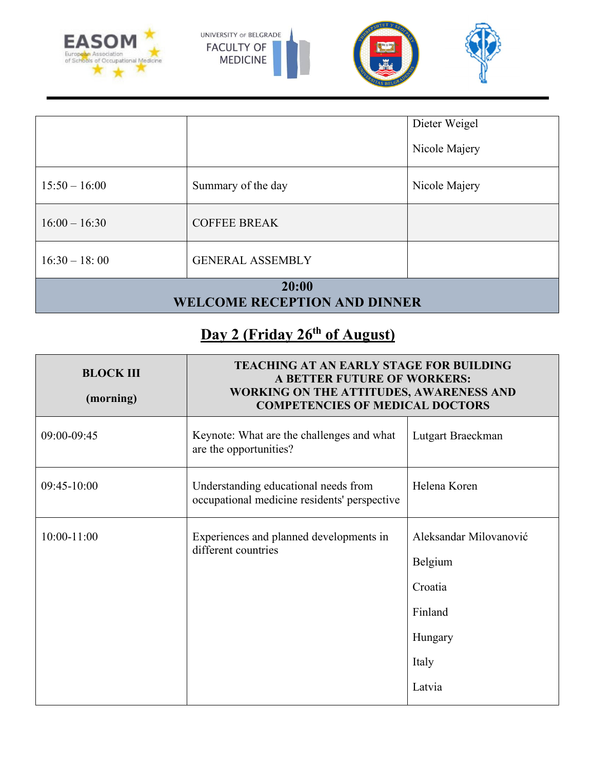| | | |
|---|---|---|
| | | Dieter Weigel<br><br>Nicole Majery |
| 15:50 – 16:00 | Summary of the day | Nicole Majery |
| 16:00 – 16:30 | COFFEE BREAK | |
| 16:30 – 18: 00 | GENERAL ASSEMBLY | |
| **20:00<br>WELCOME RECEPTION AND DINNER** | | |

## Day 2 (Friday 26th of August)

| **BLOCK III<br><br>(morning)** | **TEACHING AT AN EARLY STAGE FOR BUILDING A BETTER FUTURE OF WORKERS: WORKING ON THE ATTITUDES, AWARENESS AND COMPETENCIES OF MEDICAL DOCTORS** | |
|---|---|---|
| 09:00-09:45 | Keynote: What are the challenges and what are the opportunities? | Lutgart Braeckman |
| 09:45-10:00 | Understanding educational needs from occupational medicine residents' perspective | Helena Koren |
| 10:00-11:00 | Experiences and planned developments in different countries | Aleksandar Milovanović<br><br>Belgium<br><br>Croatia<br><br>Finland<br><br>Hungary<br><br>Italy<br><br>Latvia |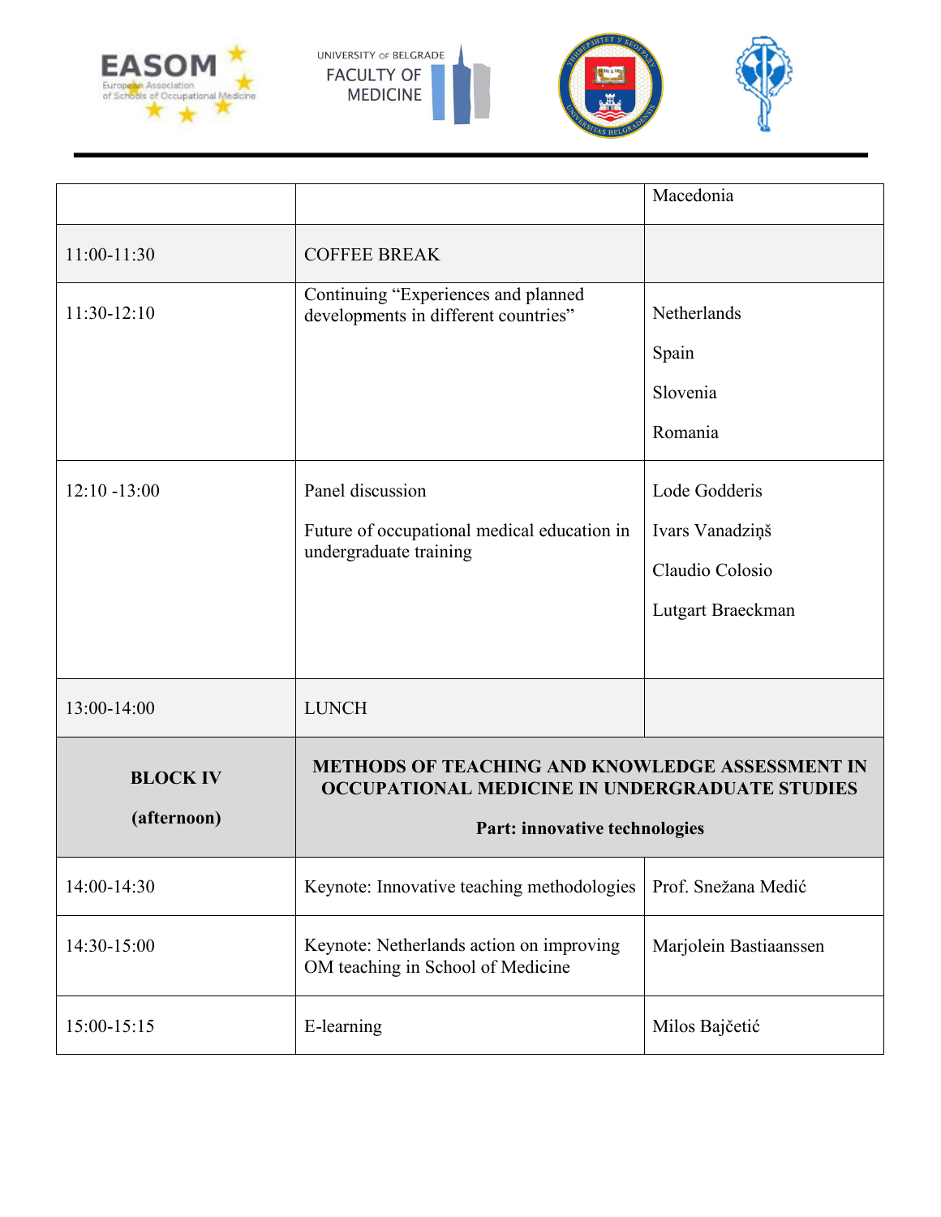| | | |
|---|---|---|
| | | Macedonia |
| 11:00-11:30 | COFFEE BREAK | |
| 11:30-12:10 | Continuing "Experiences and planned developments in different countries" | Netherlands<br>Spain<br>Slovenia<br>Romania |
| 12:10 -13:00 | Panel discussion<br>Future of occupational medical education in undergraduate training | Lode Godderis<br>Ivars Vanadziņš<br>Claudio Colosio<br>Lutgart Braeckman |
| 13:00-14:00 | LUNCH | |
| **BLOCK IV**<br>**(afternoon)** | **METHODS OF TEACHING AND KNOWLEDGE ASSESSMENT IN OCCUPATIONAL MEDICINE IN UNDERGRADUATE STUDIES**<br>**Part: innovative technologies** | |
| 14:00-14:30 | Keynote: Innovative teaching methodologies | Prof. Snežana Medić |
| 14:30-15:00 | Keynote: Netherlands action on improving OM teaching in School of Medicine | Marjolein Bastiaanssen |
| 15:00-15:15 | E-learning | Milos Bajčetić |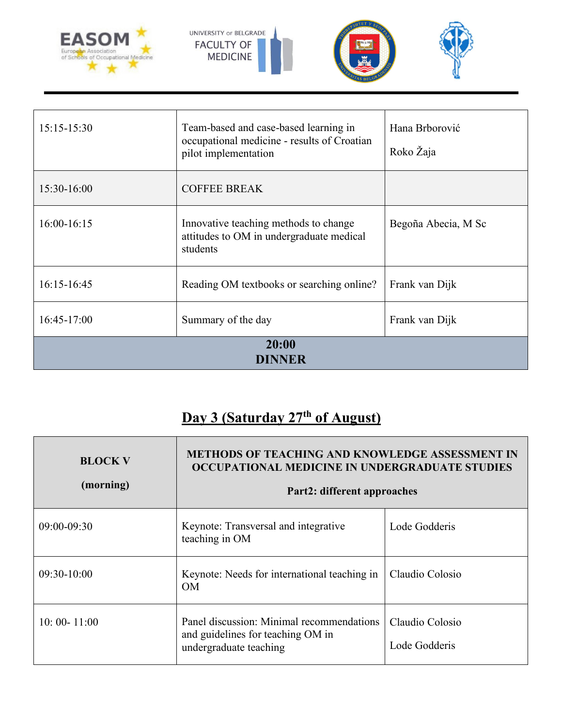| | | |
|---|---|---|
| 15:15-15:30 | Team-based and case-based learning in occupational medicine - results of Croatian pilot implementation | Hana Brborović<br><br>Roko Žaja |
| 15:30-16:00 | COFFEE BREAK | |
| 16:00-16:15 | Innovative teaching methods to change attitudes to OM in undergraduate medical students | Begoña Abecia, M Sc |
| 16:15-16:45 | Reading OM textbooks or searching online? | Frank van Dijk |
| 16:45-17:00 | Summary of the day | Frank van Dijk |
| **20:00 DINNER** | | |

## Day 3 (Saturday 27th of August)

| **BLOCK V**<br><br>**(morning)** | **METHODS OF TEACHING AND KNOWLEDGE ASSESSMENT IN OCCUPATIONAL MEDICINE IN UNDERGRADUATE STUDIES**<br><br>**Part2: different approaches** | |
|---|---|---|
| 09:00-09:30 | Keynote: Transversal and integrative teaching in OM | Lode Godderis |
| 09:30-10:00 | Keynote: Needs for international teaching in OM | Claudio Colosio |
| 10: 00- 11:00 | Panel discussion: Minimal recommendations and guidelines for teaching OM in undergraduate teaching | Claudio Colosio<br><br>Lode Godderis |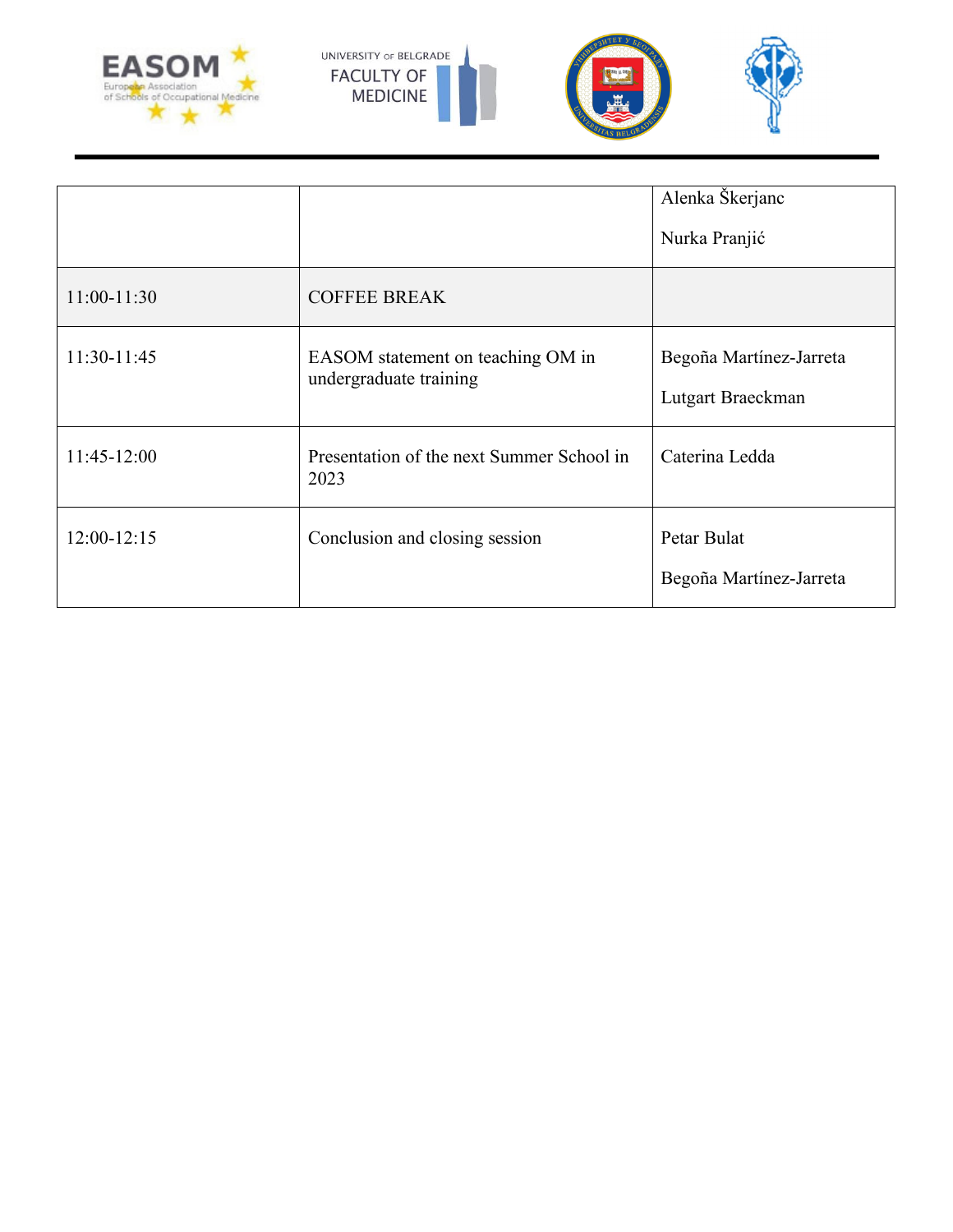| | | |
|---|---|---|
| | | Alenka Škerjanc<br><br>Nurka Pranjić |
| 11:00-11:30 | COFFEE BREAK | |
| 11:30-11:45 | EASOM statement on teaching OM in undergraduate training | Begoña Martínez-Jarreta<br><br>Lutgart Braeckman |
| 11:45-12:00 | Presentation of the next Summer School in 2023 | Caterina Ledda |
| 12:00-12:15 | Conclusion and closing session | Petar Bulat<br><br>Begoña Martínez-Jarreta |